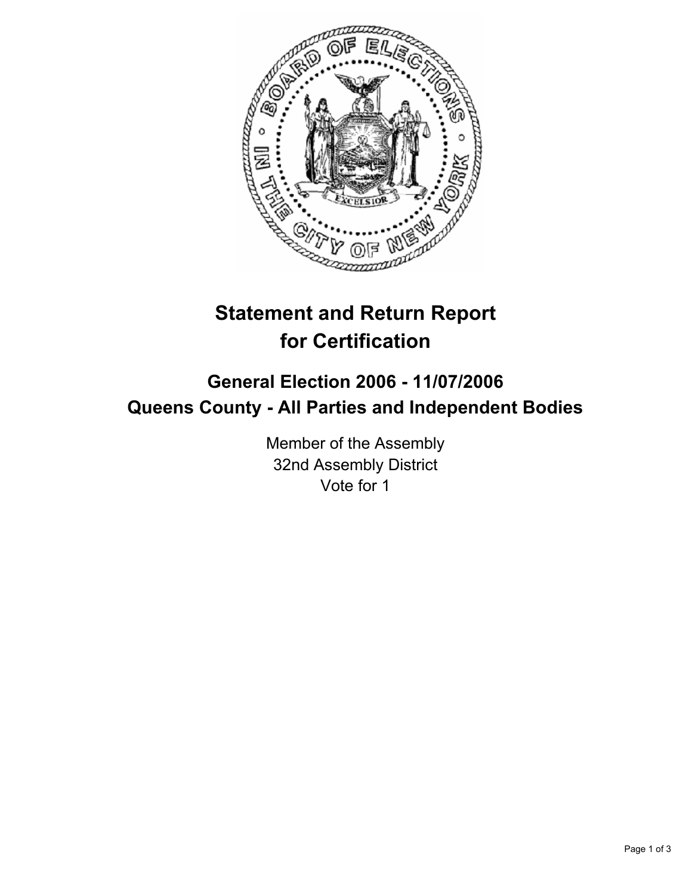# Statement and Return Report for Certification

## General Election 2006 - 11/07/2006
## Queens County - All Parties and Independent Bodies

Member of the Assembly
32nd Assembly District
Vote for 1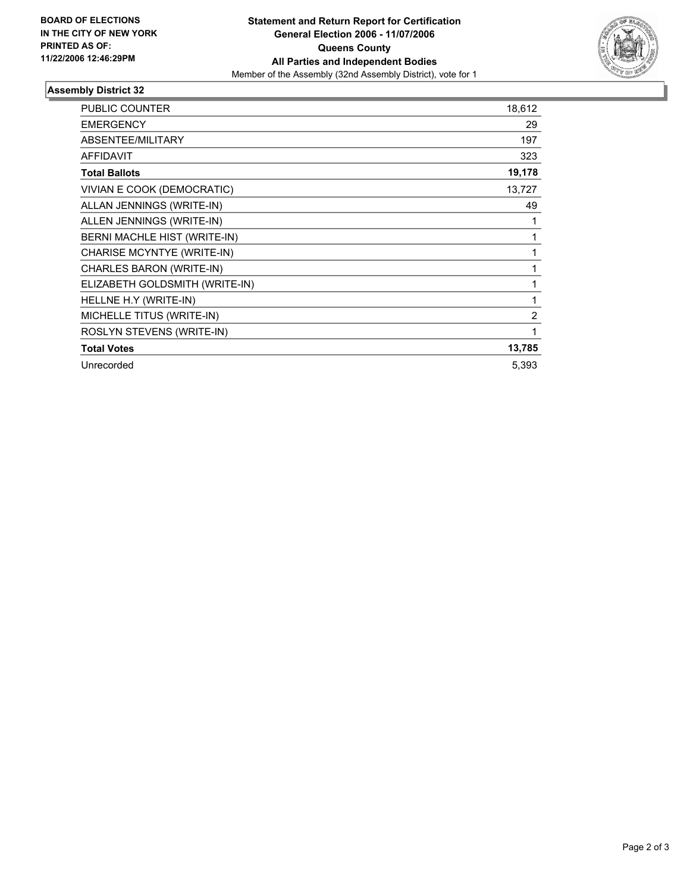**BOARD OF ELECTIONS IN THE CITY OF NEW YORK PRINTED AS OF: 11/22/2006 12:46:29PM**

**Statement and Return Report for Certification**
**General Election 2006 - 11/07/2006**
**Queens County**
**All Parties and Independent Bodies**
Member of the Assembly (32nd Assembly District), vote for 1

## Assembly District 32

| | |
|---|---:|
| PUBLIC COUNTER | 18,612 |
| EMERGENCY | 29 |
| ABSENTEE/MILITARY | 197 |
| AFFIDAVIT | 323 |
| **Total Ballots** | **19,178** |
| VIVIAN E COOK (DEMOCRATIC) | 13,727 |
| ALLAN JENNINGS (WRITE-IN) | 49 |
| ALLEN JENNINGS (WRITE-IN) | 1 |
| BERNI MACHLE HIST (WRITE-IN) | 1 |
| CHARISE MCYNTYE (WRITE-IN) | 1 |
| CHARLES BARON (WRITE-IN) | 1 |
| ELIZABETH GOLDSMITH (WRITE-IN) | 1 |
| HELLNE H.Y (WRITE-IN) | 1 |
| MICHELLE TITUS (WRITE-IN) | 2 |
| ROSLYN STEVENS (WRITE-IN) | 1 |
| **Total Votes** | **13,785** |
| Unrecorded | 5,393 |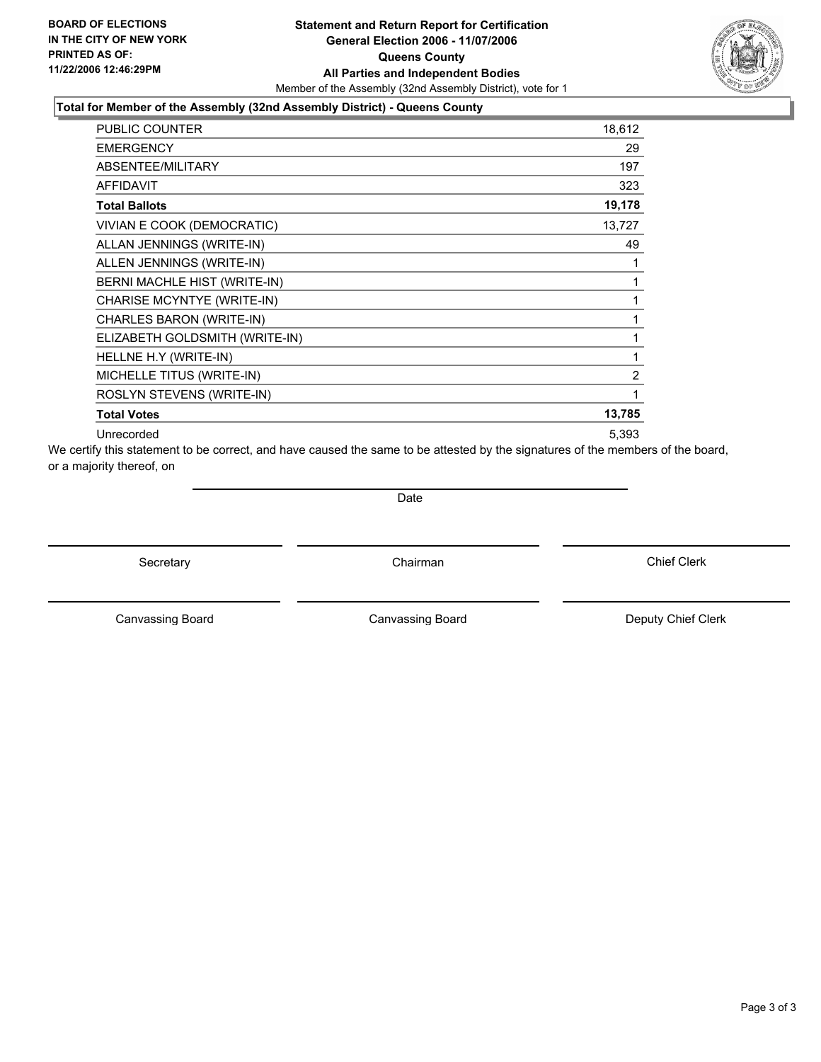**BOARD OF ELECTIONS IN THE CITY OF NEW YORK PRINTED AS OF: 11/22/2006 12:46:29PM**

# Statement and Return Report for Certification
## General Election 2006 - 11/07/2006
## Queens County
## All Parties and Independent Bodies

Member of the Assembly (32nd Assembly District), vote for 1

### Total for Member of the Assembly (32nd Assembly District) - Queens County

| | |
|---|---|
| PUBLIC COUNTER | 18,612 |
| EMERGENCY | 29 |
| ABSENTEE/MILITARY | 197 |
| AFFIDAVIT | 323 |
| **Total Ballots** | **19,178** |
| VIVIAN E COOK (DEMOCRATIC) | 13,727 |
| ALLAN JENNINGS (WRITE-IN) | 49 |
| ALLEN JENNINGS (WRITE-IN) | 1 |
| BERNI MACHLE HIST (WRITE-IN) | 1 |
| CHARISE MCYNTYE (WRITE-IN) | 1 |
| CHARLES BARON (WRITE-IN) | 1 |
| ELIZABETH GOLDSMITH (WRITE-IN) | 1 |
| HELLNE H.Y (WRITE-IN) | 1 |
| MICHELLE TITUS (WRITE-IN) | 2 |
| ROSLYN STEVENS (WRITE-IN) | 1 |
| **Total Votes** | **13,785** |
| Unrecorded | 5,393 |

We certify this statement to be correct, and have caused the same to be attested by the signatures of the members of the board, or a majority thereof, on

Date

Secretary

Chairman

Chief Clerk

Canvassing Board

Canvassing Board

Deputy Chief Clerk